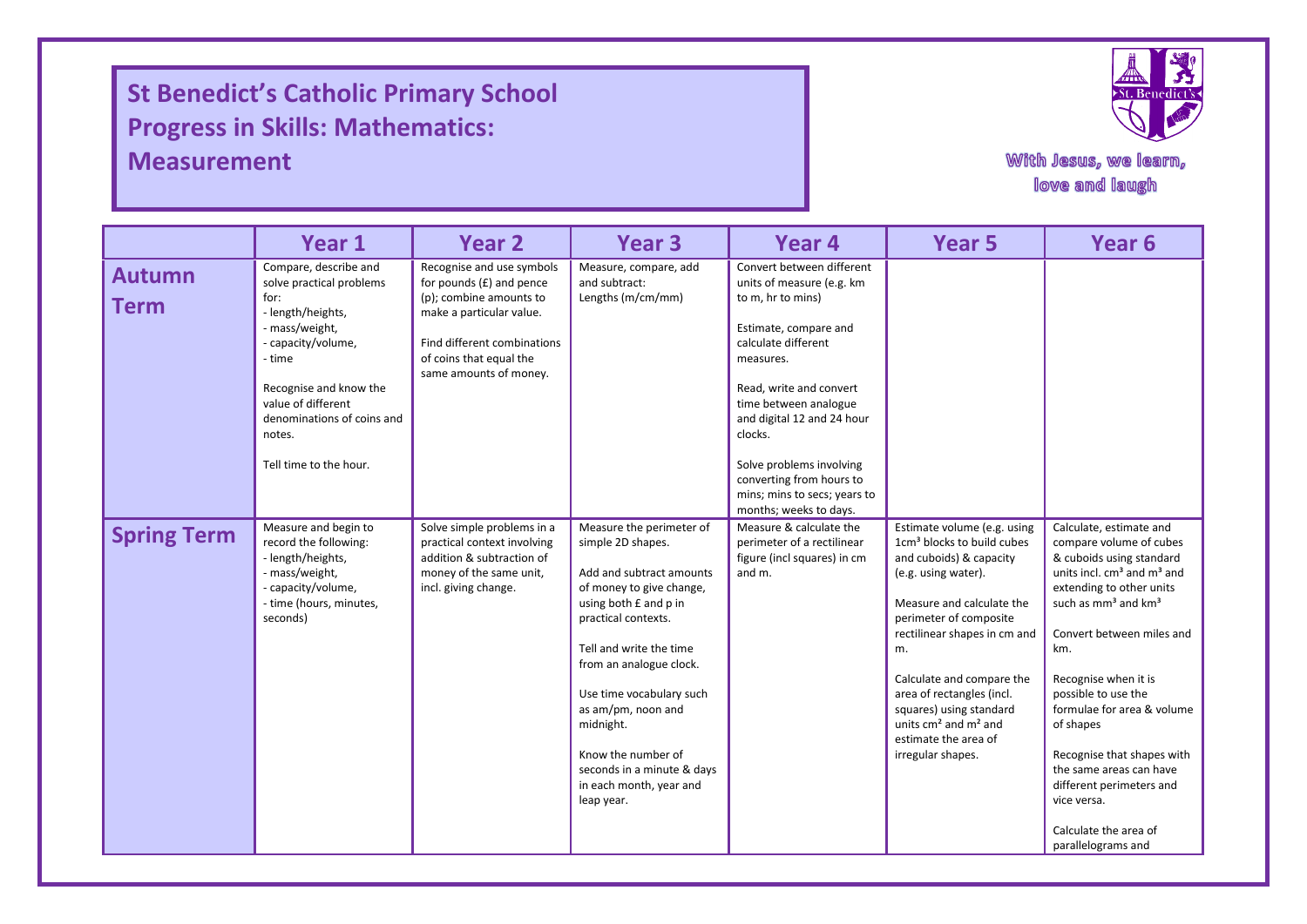# St Benedict's Catholic Primary School
# Progress in Skills: Mathematics: Measurement

With Jesus, we learn, love and laugh

| | Year 1 | Year 2 | Year 3 | Year 4 | Year 5 | Year 6 |
|---|---|---|---|---|---|---|
| **Autumn Term** | Compare, describe and solve practical problems for:<br>- length/heights,<br>- mass/weight,<br>- capacity/volume,<br>- time<br><br>Recognise and know the value of different denominations of coins and notes.<br><br>Tell time to the hour. | Recognise and use symbols for pounds (£) and pence (p); combine amounts to make a particular value.<br><br>Find different combinations of coins that equal the same amounts of money. | Measure, compare, add and subtract:<br>Lengths (m/cm/mm) | Convert between different units of measure (e.g. km to m, hr to mins)<br><br>Estimate, compare and calculate different measures.<br><br>Read, write and convert time between analogue and digital 12 and 24 hour clocks.<br><br>Solve problems involving converting from hours to mins; mins to secs; years to months; weeks to days. | | |
| **Spring Term** | Measure and begin to record the following:<br>- length/heights,<br>- mass/weight,<br>- capacity/volume,<br>- time (hours, minutes, seconds) | Solve simple problems in a practical context involving addition & subtraction of money of the same unit, incl. giving change. | Measure the perimeter of simple 2D shapes.<br><br>Add and subtract amounts of money to give change, using both £ and p in practical contexts.<br><br>Tell and write the time from an analogue clock.<br><br>Use time vocabulary such as am/pm, noon and midnight.<br><br>Know the number of seconds in a minute & days in each month, year and leap year. | Measure & calculate the perimeter of a rectilinear figure (incl squares) in cm and m. | Estimate volume (e.g. using $1cm^3$ blocks to build cubes and cuboids) & capacity (e.g. using water).<br><br>Measure and calculate the perimeter of composite rectilinear shapes in cm and m.<br><br>Calculate and compare the area of rectangles (incl. squares) using standard units $cm^2$ and $m^2$ and estimate the area of irregular shapes. | Calculate, estimate and compare volume of cubes & cuboids using standard units incl. $cm^3$ and $m^3$ and extending to other units such as $mm^3$ and $km^3$<br><br>Convert between miles and km.<br><br>Recognise when it is possible to use the formulae for area & volume of shapes<br><br>Recognise that shapes with the same areas can have different perimeters and vice versa.<br><br>Calculate the area of parallelograms and |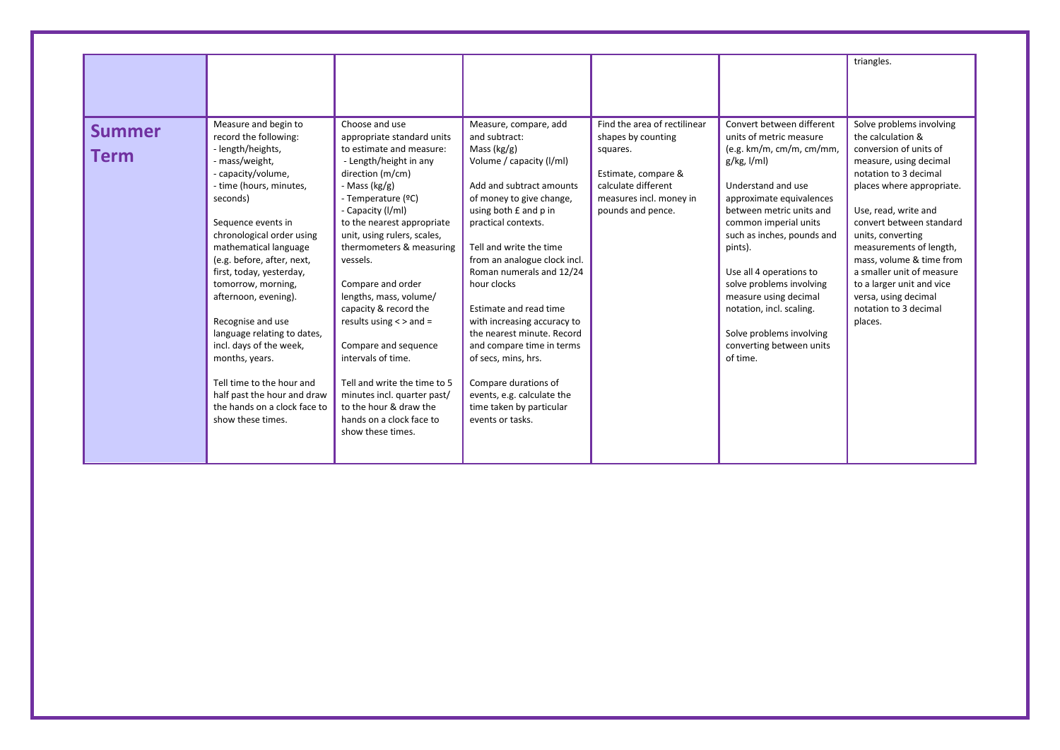| | | | | | | | |
|---|---|---|---|---|---|---|---|
| | | | | | | | triangles. |
| **Summer Term** | Measure and begin to record the following:<br>- length/heights,<br>- mass/weight,<br>- capacity/volume,<br>- time (hours, minutes, seconds)<br><br>Sequence events in chronological order using mathematical language (e.g. before, after, next, first, today, yesterday, tomorrow, morning, afternoon, evening).<br><br>Recognise and use language relating to dates, incl. days of the week, months, years.<br><br>Tell time to the hour and half past the hour and draw the hands on a clock face to show these times. | Choose and use appropriate standard units to estimate and measure:<br>- Length/height in any direction (m/cm)<br>- Mass (kg/g)<br>- Temperature (ºC)<br>- Capacity (l/ml)<br>to the nearest appropriate unit, using rulers, scales, thermometers & measuring vessels.<br><br>Compare and order lengths, mass, volume/ capacity & record the results using < > and =<br><br>Compare and sequence intervals of time.<br><br>Tell and write the time to 5 minutes incl. quarter past/ to the hour & draw the hands on a clock face to show these times. | Measure, compare, add and subtract:<br>Mass (kg/g)<br>Volume / capacity (l/ml)<br><br>Add and subtract amounts of money to give change, using both £ and p in practical contexts.<br><br>Tell and write the time from an analogue clock incl. Roman numerals and 12/24 hour clocks<br><br>Estimate and read time with increasing accuracy to the nearest minute. Record and compare time in terms of secs, mins, hrs.<br><br>Compare durations of events, e.g. calculate the time taken by particular events or tasks. | Find the area of rectilinear shapes by counting squares.<br><br>Estimate, compare & calculate different measures incl. money in pounds and pence. | Convert between different units of metric measure (e.g. km/m, cm/m, cm/mm, g/kg, l/ml)<br><br>Understand and use approximate equivalences between metric units and common imperial units such as inches, pounds and pints).<br><br>Use all 4 operations to solve problems involving measure using decimal notation, incl. scaling.<br><br>Solve problems involving converting between units of time. | Solve problems involving the calculation & conversion of units of measure, using decimal notation to 3 decimal places where appropriate.<br><br>Use, read, write and convert between standard units, converting measurements of length, mass, volume & time from a smaller unit of measure to a larger unit and vice versa, using decimal notation to 3 decimal places. |